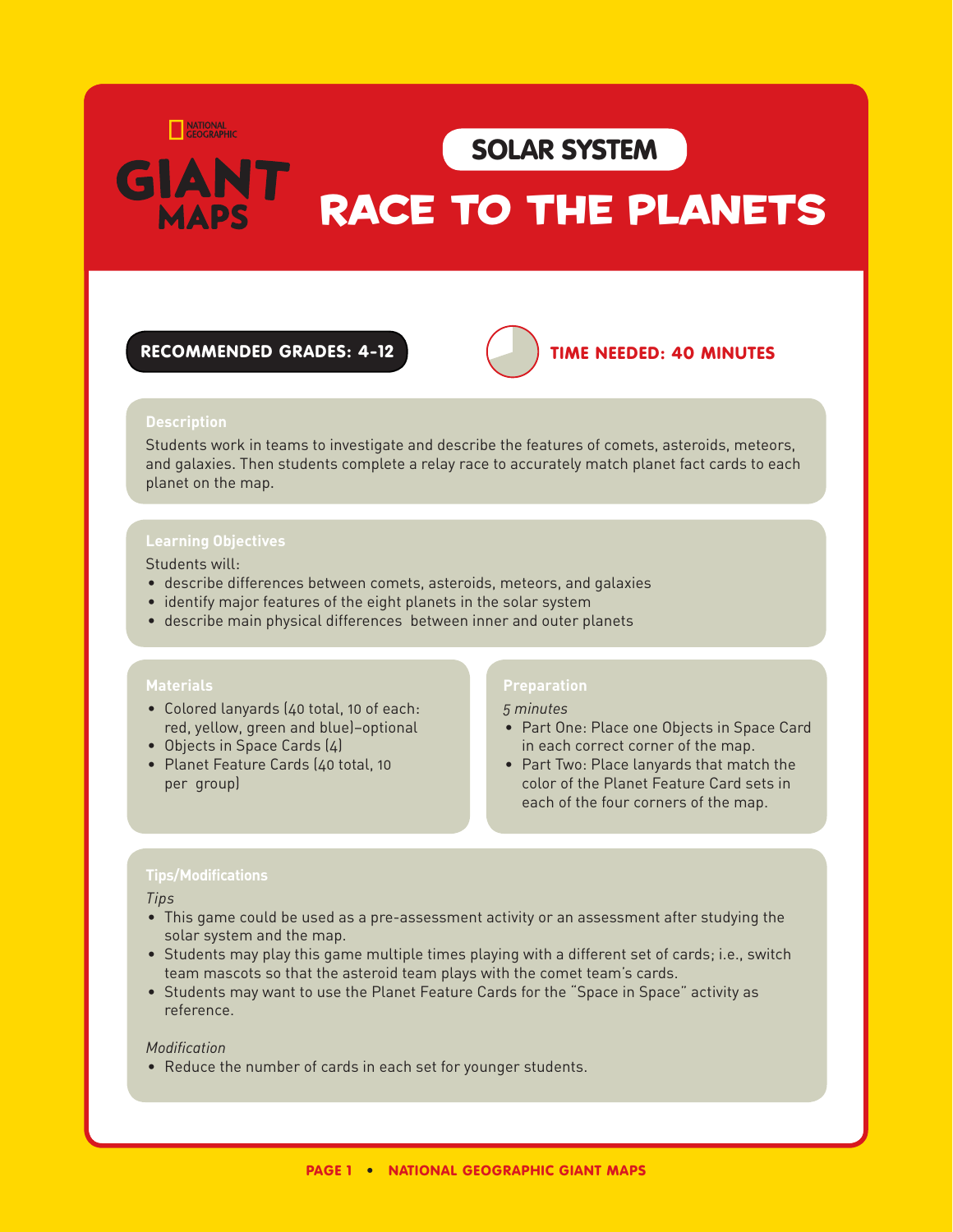NATIONAL GEOGRAPHIC

GIANT MAPS

# SOLAR SYSTEM

# RACE TO THE PLANETS

**RECOMMENDED GRADES: 4-12**

**TIME NEEDED: 40 MINUTES**

## Description

Students work in teams to investigate and describe the features of comets, asteroids, meteors, and galaxies. Then students complete a relay race to accurately match planet fact cards to each planet on the map.

## Learning Objectives

Students will:

- describe differences between comets, asteroids, meteors, and galaxies
- identify major features of the eight planets in the solar system
- describe main physical differences between inner and outer planets

## Materials

- Colored lanyards (40 total, 10 of each: red, yellow, green and blue)–optional
- Objects in Space Cards (4)
- Planet Feature Cards (40 total, 10 per group)

## Preparation

*5 minutes*

- Part One: Place one Objects in Space Card in each correct corner of the map.
- Part Two: Place lanyards that match the color of the Planet Feature Card sets in each of the four corners of the map.

## Tips/Modifications

*Tips*

- This game could be used as a pre-assessment activity or an assessment after studying the solar system and the map.
- Students may play this game multiple times playing with a different set of cards; i.e., switch team mascots so that the asteroid team plays with the comet team's cards.
- Students may want to use the Planet Feature Cards for the "Space in Space" activity as reference.

*Modification*

- Reduce the number of cards in each set for younger students.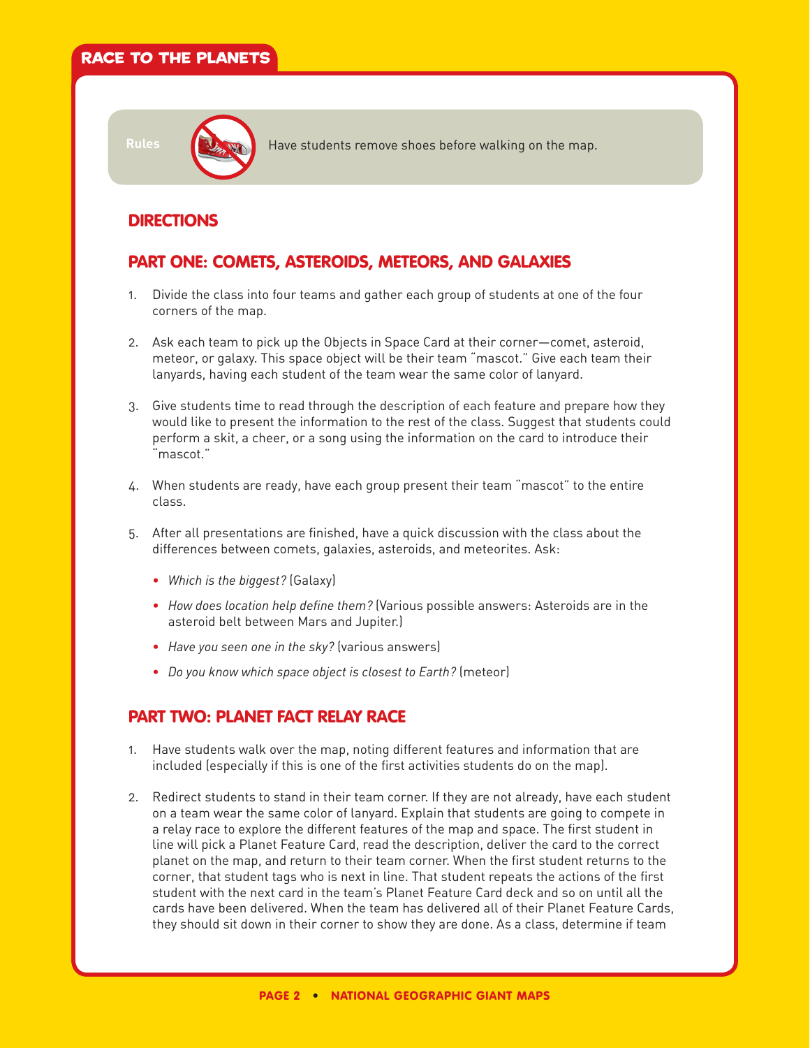Rules

Have students remove shoes before walking on the map.

## DIRECTIONS

### PART ONE: COMETS, ASTEROIDS, METEORS, AND GALAXIES

1. Divide the class into four teams and gather each group of students at one of the four corners of the map.

2. Ask each team to pick up the Objects in Space Card at their corner—comet, asteroid, meteor, or galaxy. This space object will be their team "mascot." Give each team their lanyards, having each student of the team wear the same color of lanyard.

3. Give students time to read through the description of each feature and prepare how they would like to present the information to the rest of the class. Suggest that students could perform a skit, a cheer, or a song using the information on the card to introduce their "mascot."

4. When students are ready, have each group present their team "mascot" to the entire class.

5. After all presentations are finished, have a quick discussion with the class about the differences between comets, galaxies, asteroids, and meteorites. Ask:
   - *Which is the biggest?* (Galaxy)
   - *How does location help define them?* (Various possible answers: Asteroids are in the asteroid belt between Mars and Jupiter.)
   - *Have you seen one in the sky?* (various answers)
   - *Do you know which space object is closest to Earth?* (meteor)

### PART TWO: PLANET FACT RELAY RACE

1. Have students walk over the map, noting different features and information that are included (especially if this is one of the first activities students do on the map).

2. Redirect students to stand in their team corner. If they are not already, have each student on a team wear the same color of lanyard. Explain that students are going to compete in a relay race to explore the different features of the map and space. The first student in line will pick a Planet Feature Card, read the description, deliver the card to the correct planet on the map, and return to their team corner. When the first student returns to the corner, that student tags who is next in line. That student repeats the actions of the first student with the next card in the team's Planet Feature Card deck and so on until all the cards have been delivered. When the team has delivered all of their Planet Feature Cards, they should sit down in their corner to show they are done. As a class, determine if team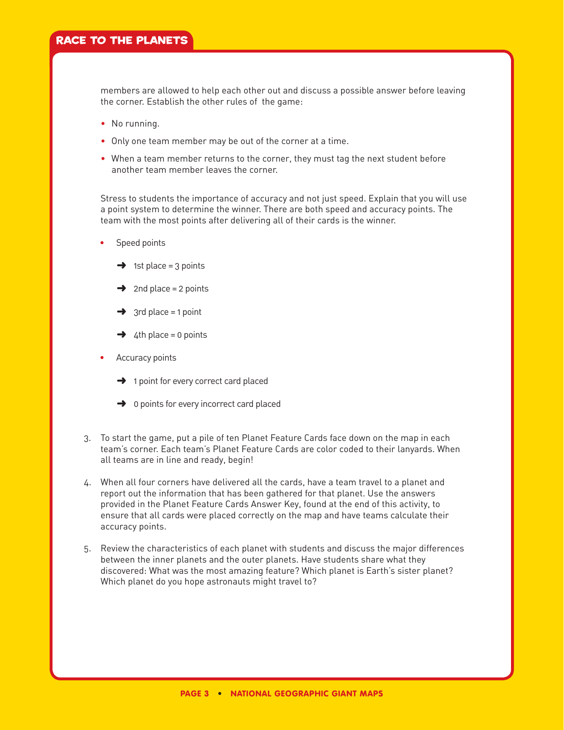members are allowed to help each other out and discuss a possible answer before leaving the corner. Establish the other rules of the game:

- No running.
- Only one team member may be out of the corner at a time.
- When a team member returns to the corner, they must tag the next student before another team member leaves the corner.

Stress to students the importance of accuracy and not just speed. Explain that you will use a point system to determine the winner. There are both speed and accuracy points. The team with the most points after delivering all of their cards is the winner.

- Speed points
  - ➜ 1st place = 3 points
  - ➜ 2nd place = 2 points
  - ➜ 3rd place = 1 point
  - ➜ 4th place = 0 points
- Accuracy points
  - ➜ 1 point for every correct card placed
  - ➜ 0 points for every incorrect card placed

3. To start the game, put a pile of ten Planet Feature Cards face down on the map in each team's corner. Each team's Planet Feature Cards are color coded to their lanyards. When all teams are in line and ready, begin!

4. When all four corners have delivered all the cards, have a team travel to a planet and report out the information that has been gathered for that planet. Use the answers provided in the Planet Feature Cards Answer Key, found at the end of this activity, to ensure that all cards were placed correctly on the map and have teams calculate their accuracy points.

5. Review the characteristics of each planet with students and discuss the major differences between the inner planets and the outer planets. Have students share what they discovered: What was the most amazing feature? Which planet is Earth's sister planet? Which planet do you hope astronauts might travel to?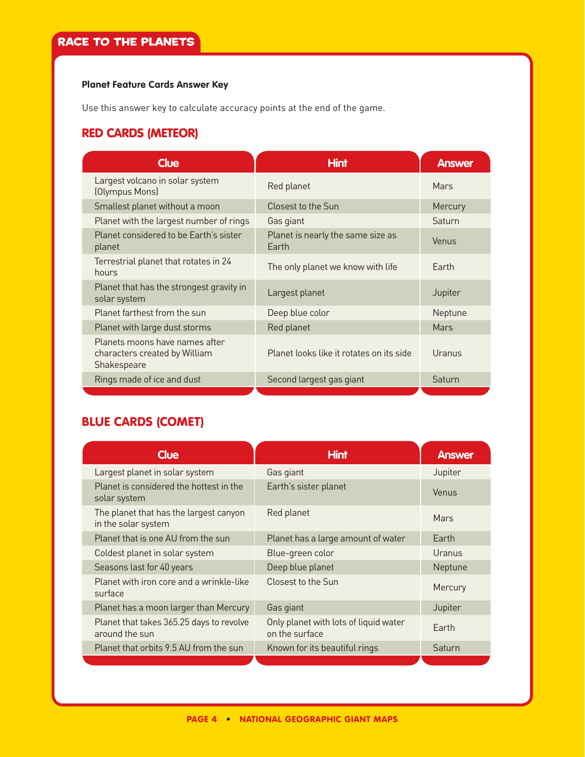## RACE TO THE PLANETS

**Planet Feature Cards Answer Key**

Use this answer key to calculate accuracy points at the end of the game.

### RED CARDS (METEOR)

| Clue | Hint | Answer |
| --- | --- | --- |
| Largest volcano in solar system (Olympus Mons) | Red planet | Mars |
| Smallest planet without a moon | Closest to the Sun | Mercury |
| Planet with the largest number of rings | Gas giant | Saturn |
| Planet considered to be Earth's sister planet | Planet is nearly the same size as Earth | Venus |
| Terrestrial planet that rotates in 24 hours | The only planet we know with life | Earth |
| Planet that has the strongest gravity in solar system | Largest planet | Jupiter |
| Planet farthest from the sun | Deep blue color | Neptune |
| Planet with large dust storms | Red planet | Mars |
| Planets moons have names after characters created by William Shakespeare | Planet looks like it rotates on its side | Uranus |
| Rings made of ice and dust | Second largest gas giant | Saturn |

### BLUE CARDS (COMET)

| Clue | Hint | Answer |
| --- | --- | --- |
| Largest planet in solar system | Gas giant | Jupiter |
| Planet is considered the hottest in the solar system | Earth's sister planet | Venus |
| The planet that has the largest canyon in the solar system | Red planet | Mars |
| Planet that is one AU from the sun | Planet has a large amount of water | Earth |
| Coldest planet in solar system | Blue-green color | Uranus |
| Seasons last for 40 years | Deep blue planet | Neptune |
| Planet with iron core and a wrinkle-like surface | Closest to the Sun | Mercury |
| Planet has a moon larger than Mercury | Gas giant | Jupiter |
| Planet that takes 365.25 days to revolve around the sun | Only planet with lots of liquid water on the surface | Earth |
| Planet that orbits 9.5 AU from the sun | Known for its beautiful rings | Saturn |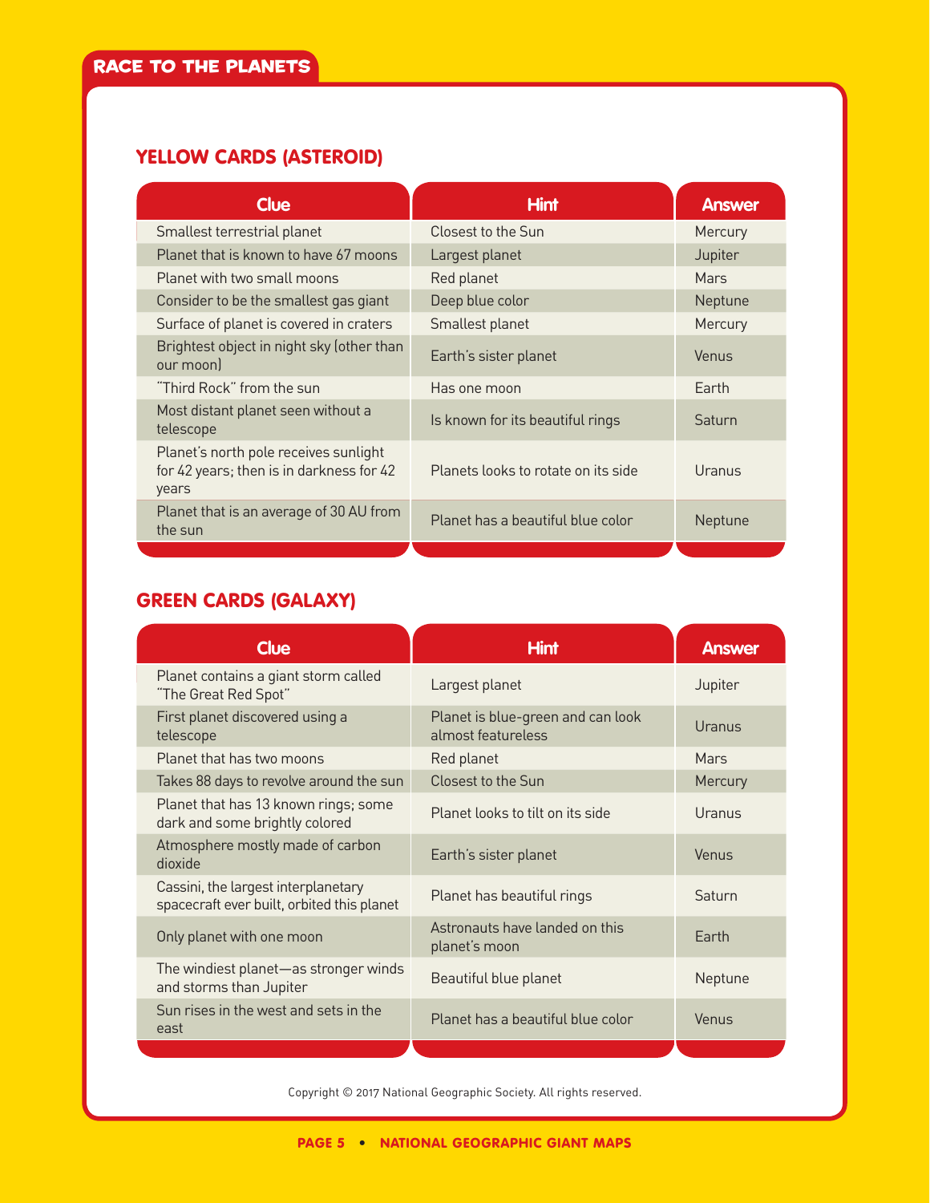## RACE TO THE PLANETS

### YELLOW CARDS (ASTEROID)

| Clue | Hint | Answer |
|---|---|---|
| Smallest terrestrial planet | Closest to the Sun | Mercury |
| Planet that is known to have 67 moons | Largest planet | Jupiter |
| Planet with two small moons | Red planet | Mars |
| Consider to be the smallest gas giant | Deep blue color | Neptune |
| Surface of planet is covered in craters | Smallest planet | Mercury |
| Brightest object in night sky (other than our moon) | Earth's sister planet | Venus |
| "Third Rock" from the sun | Has one moon | Earth |
| Most distant planet seen without a telescope | Is known for its beautiful rings | Saturn |
| Planet's north pole receives sunlight for 42 years; then is in darkness for 42 years | Planets looks to rotate on its side | Uranus |
| Planet that is an average of 30 AU from the sun | Planet has a beautiful blue color | Neptune |

### GREEN CARDS (GALAXY)

| Clue | Hint | Answer |
|---|---|---|
| Planet contains a giant storm called "The Great Red Spot" | Largest planet | Jupiter |
| First planet discovered using a telescope | Planet is blue-green and can look almost featureless | Uranus |
| Planet that has two moons | Red planet | Mars |
| Takes 88 days to revolve around the sun | Closest to the Sun | Mercury |
| Planet that has 13 known rings; some dark and some brightly colored | Planet looks to tilt on its side | Uranus |
| Atmosphere mostly made of carbon dioxide | Earth's sister planet | Venus |
| Cassini, the largest interplanetary spacecraft ever built, orbited this planet | Planet has beautiful rings | Saturn |
| Only planet with one moon | Astronauts have landed on this planet's moon | Earth |
| The windiest planet—as stronger winds and storms than Jupiter | Beautiful blue planet | Neptune |
| Sun rises in the west and sets in the east | Planet has a beautiful blue color | Venus |

Copyright © 2017 National Geographic Society. All rights reserved.